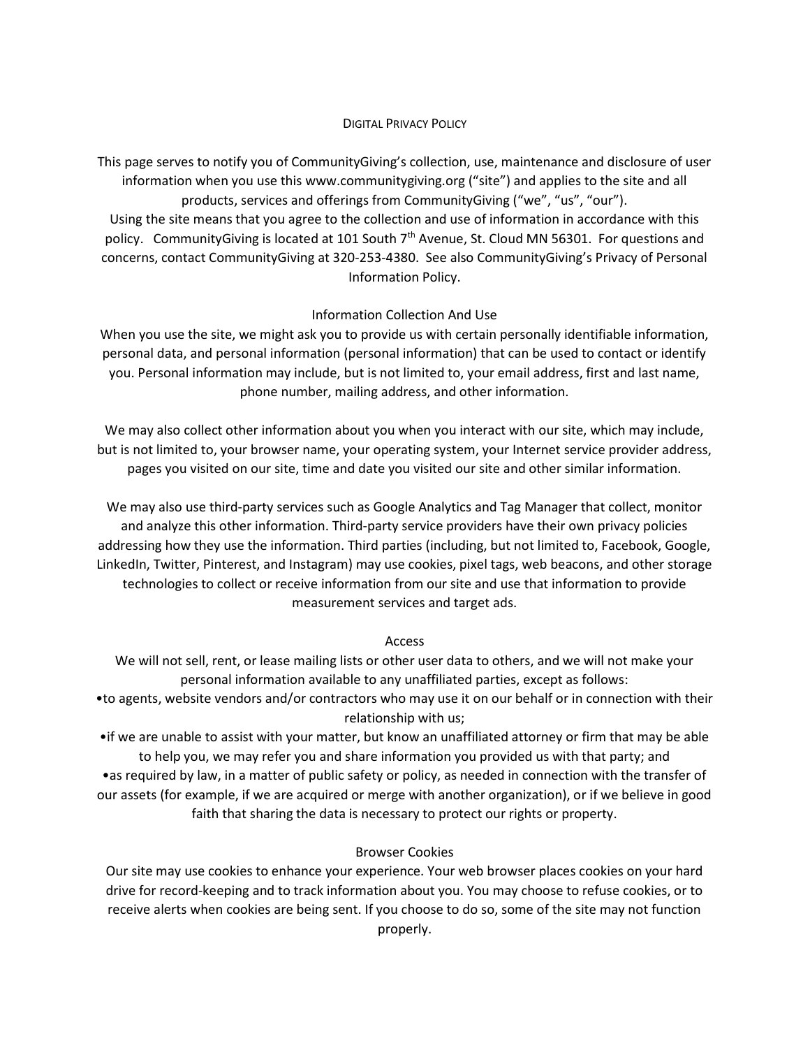# Digital Privacy Policy

This page serves to notify you of CommunityGiving's collection, use, maintenance and disclosure of user information when you use this www.communitygiving.org ("site") and applies to the site and all products, services and offerings from CommunityGiving ("we", "us", "our").
Using the site means that you agree to the collection and use of information in accordance with this policy. CommunityGiving is located at 101 South 7th Avenue, St. Cloud MN 56301. For questions and concerns, contact CommunityGiving at 320-253-4380. See also CommunityGiving's Privacy of Personal Information Policy.

## Information Collection And Use

When you use the site, we might ask you to provide us with certain personally identifiable information, personal data, and personal information (personal information) that can be used to contact or identify you. Personal information may include, but is not limited to, your email address, first and last name, phone number, mailing address, and other information.

We may also collect other information about you when you interact with our site, which may include, but is not limited to, your browser name, your operating system, your Internet service provider address, pages you visited on our site, time and date you visited our site and other similar information.

We may also use third-party services such as Google Analytics and Tag Manager that collect, monitor and analyze this other information. Third-party service providers have their own privacy policies addressing how they use the information. Third parties (including, but not limited to, Facebook, Google, LinkedIn, Twitter, Pinterest, and Instagram) may use cookies, pixel tags, web beacons, and other storage technologies to collect or receive information from our site and use that information to provide measurement services and target ads.

## Access

We will not sell, rent, or lease mailing lists or other user data to others, and we will not make your personal information available to any unaffiliated parties, except as follows:

- to agents, website vendors and/or contractors who may use it on our behalf or in connection with their relationship with us;
- if we are unable to assist with your matter, but know an unaffiliated attorney or firm that may be able to help you, we may refer you and share information you provided us with that party; and
- as required by law, in a matter of public safety or policy, as needed in connection with the transfer of our assets (for example, if we are acquired or merge with another organization), or if we believe in good faith that sharing the data is necessary to protect our rights or property.

## Browser Cookies

Our site may use cookies to enhance your experience. Your web browser places cookies on your hard drive for record-keeping and to track information about you. You may choose to refuse cookies, or to receive alerts when cookies are being sent. If you choose to do so, some of the site may not function properly.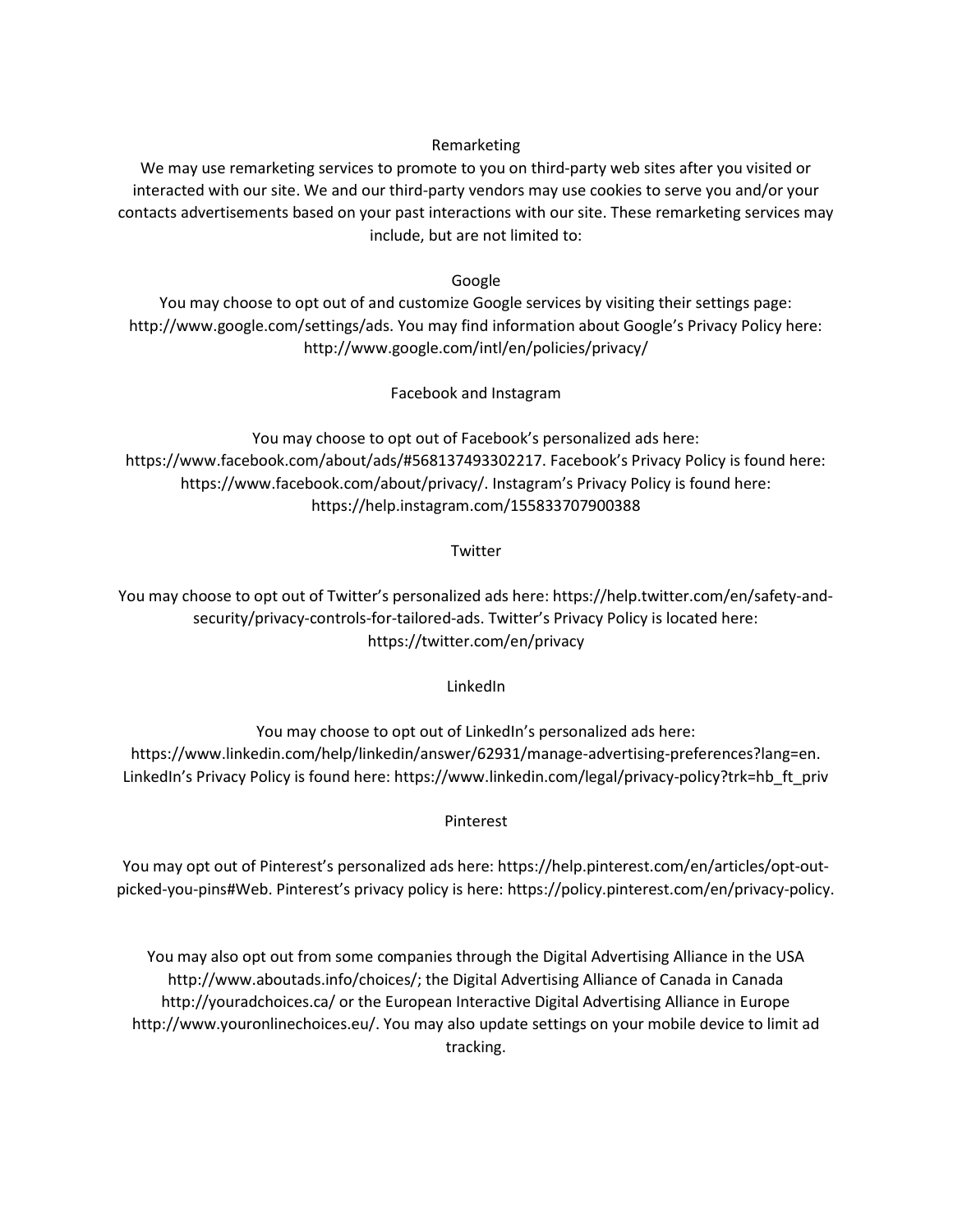## Remarketing

We may use remarketing services to promote to you on third-party web sites after you visited or interacted with our site. We and our third-party vendors may use cookies to serve you and/or your contacts advertisements based on your past interactions with our site. These remarketing services may include, but are not limited to:

### Google

You may choose to opt out of and customize Google services by visiting their settings page: http://www.google.com/settings/ads. You may find information about Google's Privacy Policy here: http://www.google.com/intl/en/policies/privacy/

### Facebook and Instagram

You may choose to opt out of Facebook's personalized ads here: https://www.facebook.com/about/ads/#568137493302217. Facebook's Privacy Policy is found here: https://www.facebook.com/about/privacy/. Instagram's Privacy Policy is found here: https://help.instagram.com/155833707900388

### Twitter

You may choose to opt out of Twitter's personalized ads here: https://help.twitter.com/en/safety-and-security/privacy-controls-for-tailored-ads. Twitter's Privacy Policy is located here: https://twitter.com/en/privacy

### LinkedIn

You may choose to opt out of LinkedIn's personalized ads here: https://www.linkedin.com/help/linkedin/answer/62931/manage-advertising-preferences?lang=en. LinkedIn's Privacy Policy is found here: https://www.linkedin.com/legal/privacy-policy?trk=hb_ft_priv

### Pinterest

You may opt out of Pinterest's personalized ads here: https://help.pinterest.com/en/articles/opt-out-picked-you-pins#Web. Pinterest's privacy policy is here: https://policy.pinterest.com/en/privacy-policy.

You may also opt out from some companies through the Digital Advertising Alliance in the USA http://www.aboutads.info/choices/; the Digital Advertising Alliance of Canada in Canada http://youradchoices.ca/ or the European Interactive Digital Advertising Alliance in Europe http://www.youronlinechoices.eu/. You may also update settings on your mobile device to limit ad tracking.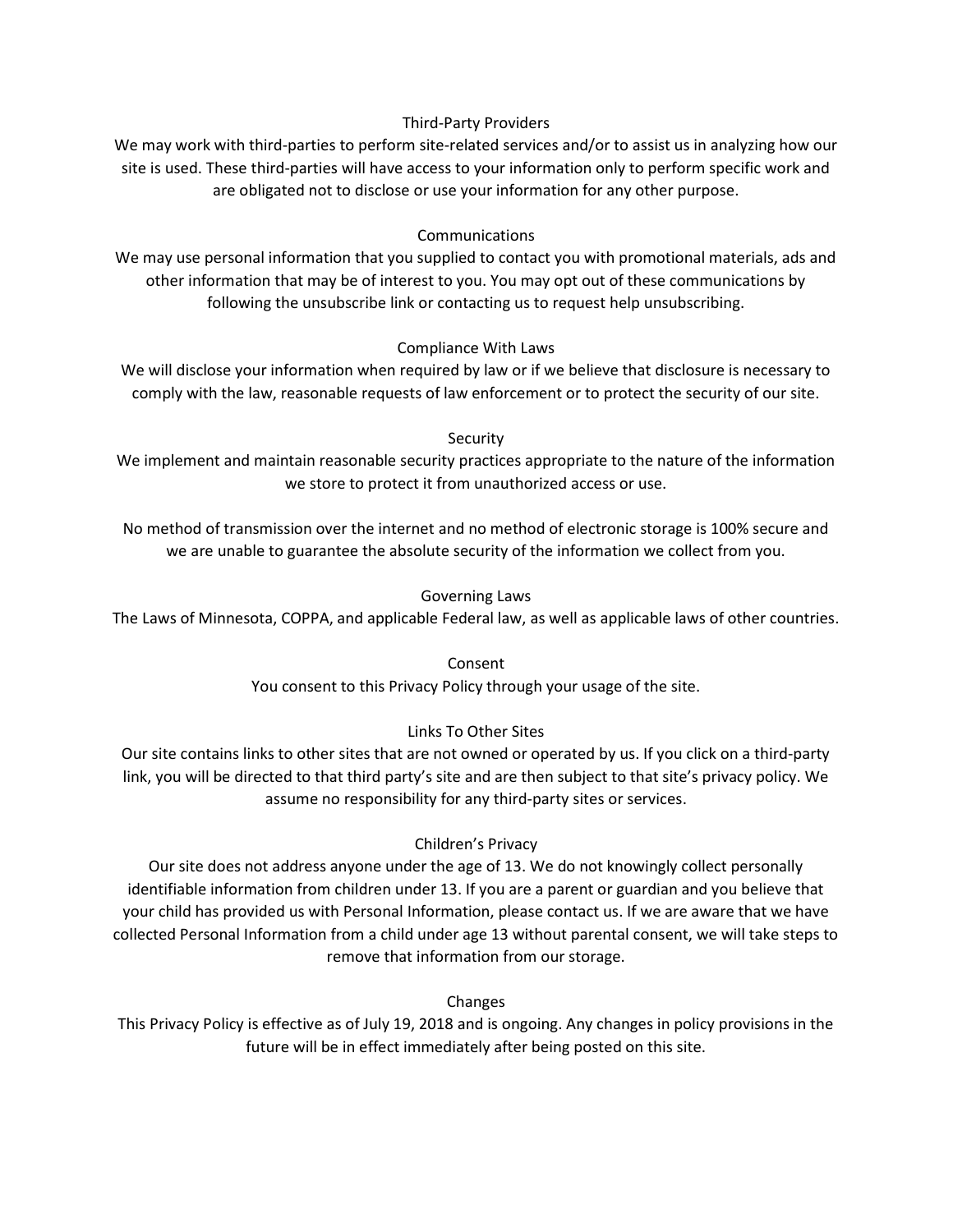## Third-Party Providers

We may work with third-parties to perform site-related services and/or to assist us in analyzing how our site is used. These third-parties will have access to your information only to perform specific work and are obligated not to disclose or use your information for any other purpose.

## Communications

We may use personal information that you supplied to contact you with promotional materials, ads and other information that may be of interest to you. You may opt out of these communications by following the unsubscribe link or contacting us to request help unsubscribing.

## Compliance With Laws

We will disclose your information when required by law or if we believe that disclosure is necessary to comply with the law, reasonable requests of law enforcement or to protect the security of our site.

## Security

We implement and maintain reasonable security practices appropriate to the nature of the information we store to protect it from unauthorized access or use.

No method of transmission over the internet and no method of electronic storage is 100% secure and we are unable to guarantee the absolute security of the information we collect from you.

## Governing Laws

The Laws of Minnesota, COPPA, and applicable Federal law, as well as applicable laws of other countries.

## Consent

You consent to this Privacy Policy through your usage of the site.

## Links To Other Sites

Our site contains links to other sites that are not owned or operated by us. If you click on a third-party link, you will be directed to that third party's site and are then subject to that site's privacy policy. We assume no responsibility for any third-party sites or services.

## Children's Privacy

Our site does not address anyone under the age of 13. We do not knowingly collect personally identifiable information from children under 13. If you are a parent or guardian and you believe that your child has provided us with Personal Information, please contact us. If we are aware that we have collected Personal Information from a child under age 13 without parental consent, we will take steps to remove that information from our storage.

## Changes

This Privacy Policy is effective as of July 19, 2018 and is ongoing. Any changes in policy provisions in the future will be in effect immediately after being posted on this site.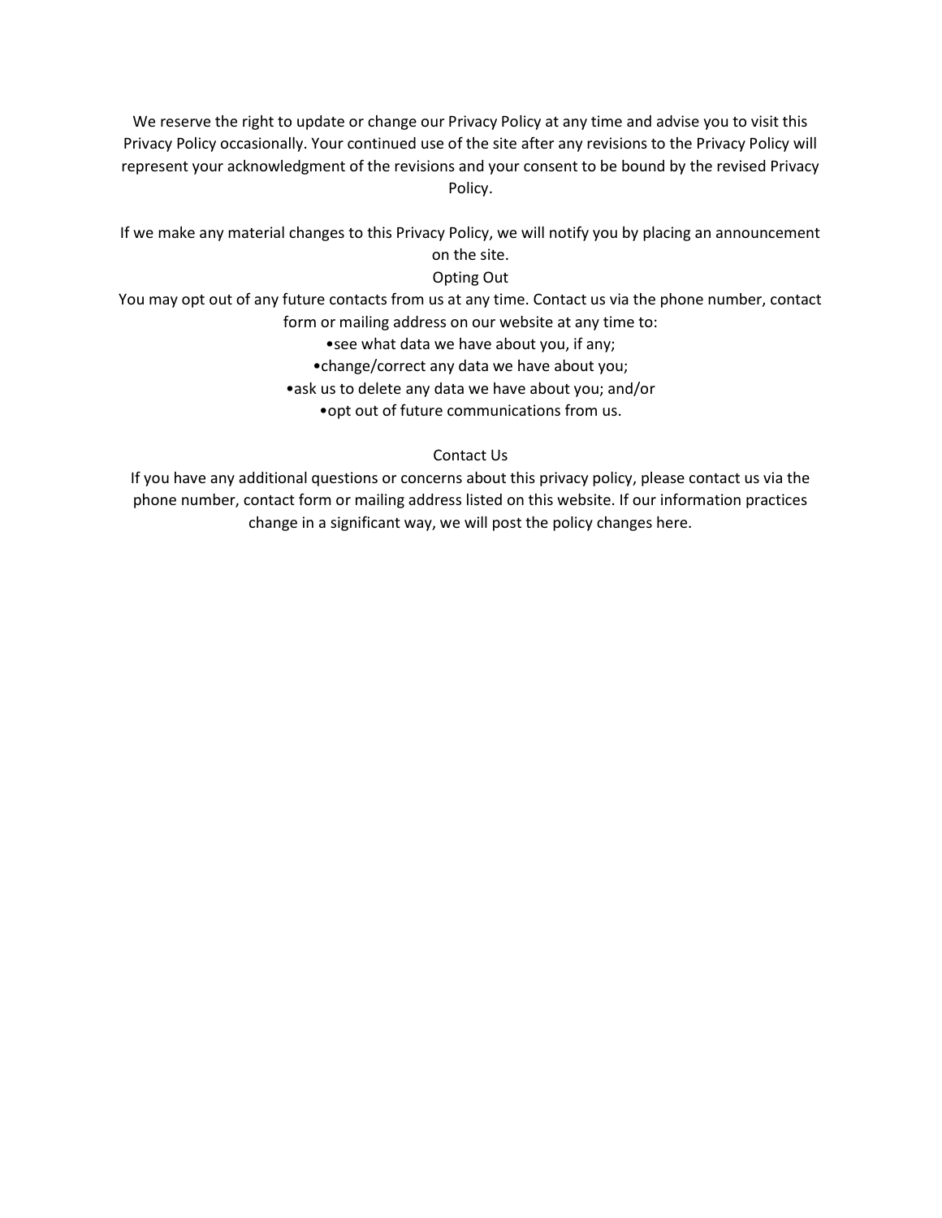We reserve the right to update or change our Privacy Policy at any time and advise you to visit this Privacy Policy occasionally. Your continued use of the site after any revisions to the Privacy Policy will represent your acknowledgment of the revisions and your consent to be bound by the revised Privacy Policy.

If we make any material changes to this Privacy Policy, we will notify you by placing an announcement on the site.

## Opting Out

You may opt out of any future contacts from us at any time. Contact us via the phone number, contact form or mailing address on our website at any time to:

- see what data we have about you, if any;
- change/correct any data we have about you;
- ask us to delete any data we have about you; and/or
- opt out of future communications from us.

## Contact Us

If you have any additional questions or concerns about this privacy policy, please contact us via the phone number, contact form or mailing address listed on this website. If our information practices change in a significant way, we will post the policy changes here.